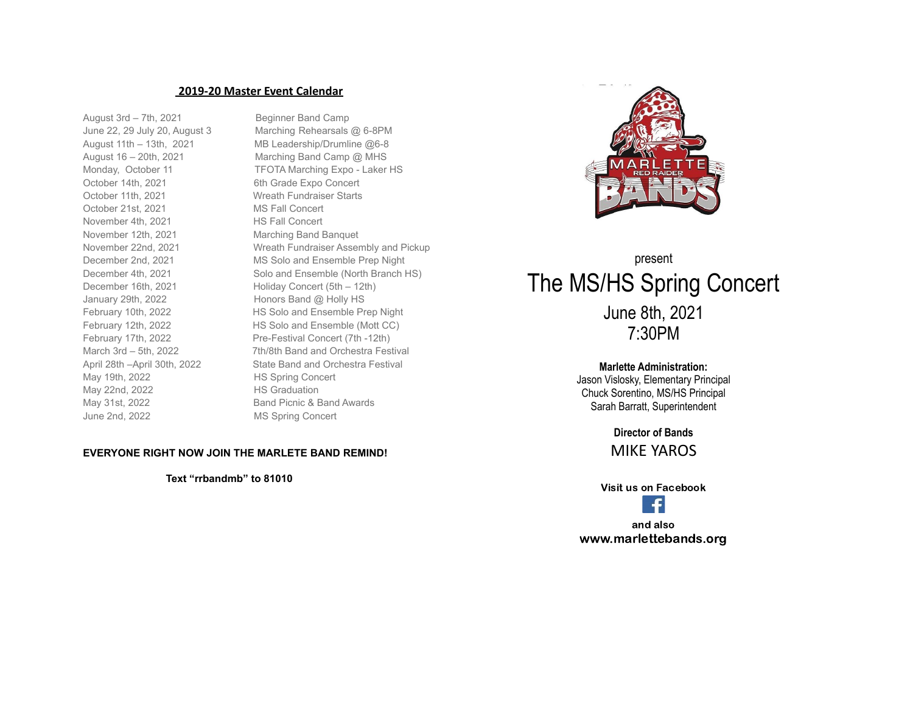## 2019-20 Master Event Calendar

| | |
|---|---|
| August 3rd – 7th, 2021 | Beginner Band Camp |
| June 22, 29 July 20, August 3 | Marching Rehearsals @ 6-8PM |
| August 11th – 13th, 2021 | MB Leadership/Drumline @6-8 |
| August 16 – 20th, 2021 | Marching Band Camp @ MHS |
| Monday, October 11 | TFOTA Marching Expo - Laker HS |
| October 14th, 2021 | 6th Grade Expo Concert |
| October 11th, 2021 | Wreath Fundraiser Starts |
| October 21st, 2021 | MS Fall Concert |
| November 4th, 2021 | HS Fall Concert |
| November 12th, 2021 | Marching Band Banquet |
| November 22nd, 2021 | Wreath Fundraiser Assembly and Pickup |
| December 2nd, 2021 | MS Solo and Ensemble Prep Night |
| December 4th, 2021 | Solo and Ensemble (North Branch HS) |
| December 16th, 2021 | Holiday Concert (5th – 12th) |
| January 29th, 2022 | Honors Band @ Holly HS |
| February 10th, 2022 | HS Solo and Ensemble Prep Night |
| February 12th, 2022 | HS Solo and Ensemble (Mott CC) |
| February 17th, 2022 | Pre-Festival Concert (7th -12th) |
| March 3rd – 5th, 2022 | 7th/8th Band and Orchestra Festival |
| April 28th –April 30th, 2022 | State Band and Orchestra Festival |
| May 19th, 2022 | HS Spring Concert |
| May 22nd, 2022 | HS Graduation |
| May 31st, 2022 | Band Picnic & Band Awards |
| June 2nd, 2022 | MS Spring Concert |

**EVERYONE RIGHT NOW JOIN THE MARLETE BAND REMIND!**

**Text "rrbandmb" to 81010**

MARLETTE RED RAIDER BANDS

present

# The MS/HS Spring Concert

June 8th, 2021
7:30PM

**Marlette Administration:**
Jason Vislosky, Elementary Principal
Chuck Sorentino, MS/HS Principal
Sarah Barratt, Superintendent

**Director of Bands**
MIKE YAROS

**Visit us on Facebook**

**and also**
**www.marlettebands.org**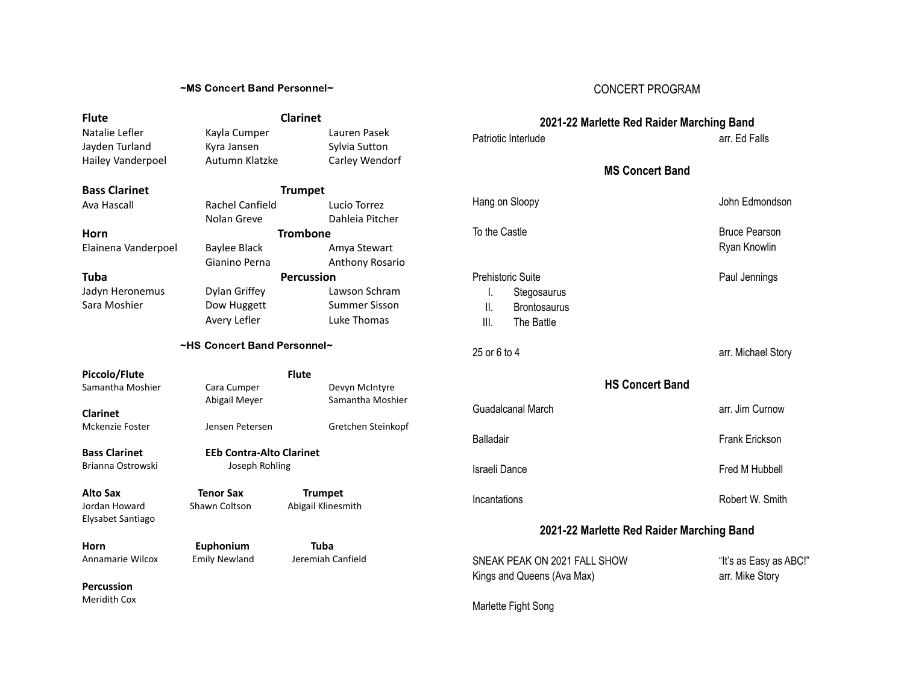## ~MS Concert Band Personnel~

**Flute**
Natalie Lefler
Jayden Turland
Hailey Vanderpoel

**Clarinet**
Kayla Cumper
Kyra Jansen
Autumn Klatzke
Lauren Pasek
Sylvia Sutton
Carley Wendorf

**Bass Clarinet**
Ava Hascall

**Trumpet**
Rachel Canfield
Nolan Greve
Lucio Torrez
Dahleia Pitcher

**Horn**
Elainena Vanderpoel

**Trombone**
Baylee Black
Gianino Perna
Amya Stewart
Anthony Rosario

**Tuba**
Jadyn Heronemus
Sara Moshier

**Percussion**
Dylan Griffey
Dow Huggett
Avery Lefler
Lawson Schram
Summer Sisson
Luke Thomas

## ~HS Concert Band Personnel~

**Piccolo/Flute**
Samantha Moshier

**Flute**
Cara Cumper
Abigail Meyer
Devyn McIntyre
Samantha Moshier

**Clarinet**
Mckenzie Foster
Jensen Petersen
Gretchen Steinkopf

**Bass Clarinet**
Brianna Ostrowski

**EEb Contra-Alto Clarinet**
Joseph Rohling

**Alto Sax**
Jordan Howard
Elysabet Santiago

**Tenor Sax**
Shawn Coltson

**Trumpet**
Abigail Klinesmith

**Horn**
Annamarie Wilcox

**Euphonium**
Emily Newland

**Tuba**
Jeremiah Canfield

**Percussion**
Meridith Cox

# CONCERT PROGRAM

### 2021-22 Marlette Red Raider Marching Band

Patriotic Interlude — arr. Ed Falls

### MS Concert Band

Hang on Sloopy — John Edmondson

To the Castle — Bruce Pearson, Ryan Knowlin

Prehistoric Suite — Paul Jennings

I. Stegosaurus
II. Brontosaurus
III. The Battle

25 or 6 to 4 — arr. Michael Story

### HS Concert Band

Guadalcanal March — arr. Jim Curnow

Balladair — Frank Erickson

Israeli Dance — Fred M Hubbell

Incantations — Robert W. Smith

### 2021-22 Marlette Red Raider Marching Band

SNEAK PEAK ON 2021 FALL SHOW — "It's as Easy as ABC!"
Kings and Queens (Ava Max) — arr. Mike Story

Marlette Fight Song